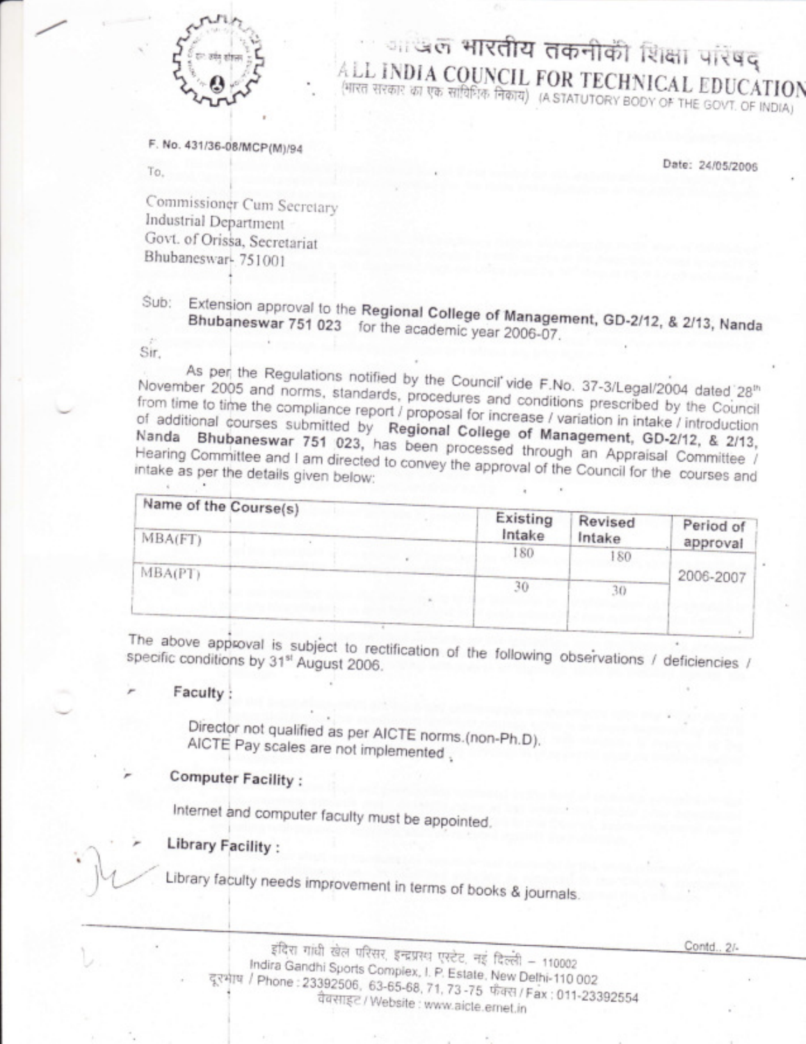# अखिल भारतीय तकनीकी शिक्षा परिषद
# ALL INDIA COUNCIL FOR TECHNICAL EDUCATION

(भारत सरकार का एक सांविधिक निकाय) (A STATUTORY BODY OF THE GOVT. OF INDIA)

F. No. 431/36-08/MCP(M)/94

Date: 24/05/2006

To,

Commissioner Cum Secretary
Industrial Department
Govt. of Orissa, Secretariat
Bhubaneswar- 751001

Sub: Extension approval to the **Regional College of Management, GD-2/12, & 2/13, Nanda Bhubaneswar 751 023** for the academic year 2006-07.

Sir,

As per the Regulations notified by the Council vide F.No. 37-3/Legal/2004 dated 28th November 2005 and norms, standards, procedures and conditions prescribed by the Council from time to time the compliance report / proposal for increase / variation in intake / introduction of additional courses submitted by **Regional College of Management, GD-2/12, & 2/13, Nanda Bhubaneswar 751 023,** has been processed through an Appraisal Committee / Hearing Committee and I am directed to convey the approval of the Council for the courses and intake as per the details given below:

| Name of the Course(s) | Existing Intake | Revised Intake | Period of approval |
|---|---|---|---|
| MBA(FT) | 180 | 180 | 2006-2007 |
| MBA(PT) | 30 | 30 | |

The above approval is subject to rectification of the following observations / deficiencies / specific conditions by 31st August 2006.

- **Faculty :**

  Director not qualified as per AICTE norms.(non-Ph.D).
  AICTE Pay scales are not implemented .

- **Computer Facility :**

  Internet and computer faculty must be appointed.

- **Library Facility :**

  Library faculty needs improvement in terms of books & journals.

Contd.. 2/-

इंदिरा गांधी खेल परिसर, इन्द्रप्रस्थ एस्टेट, नई दिल्ली – 110002
Indira Gandhi Sports Complex, I. P. Estate, New Delhi-110 002
दूरभाष / Phone : 23392506, 63-65-68, 71, 73-75 फैक्स / Fax : 011-23392554
वेबसाइट / Website : www.aicte.ernet.in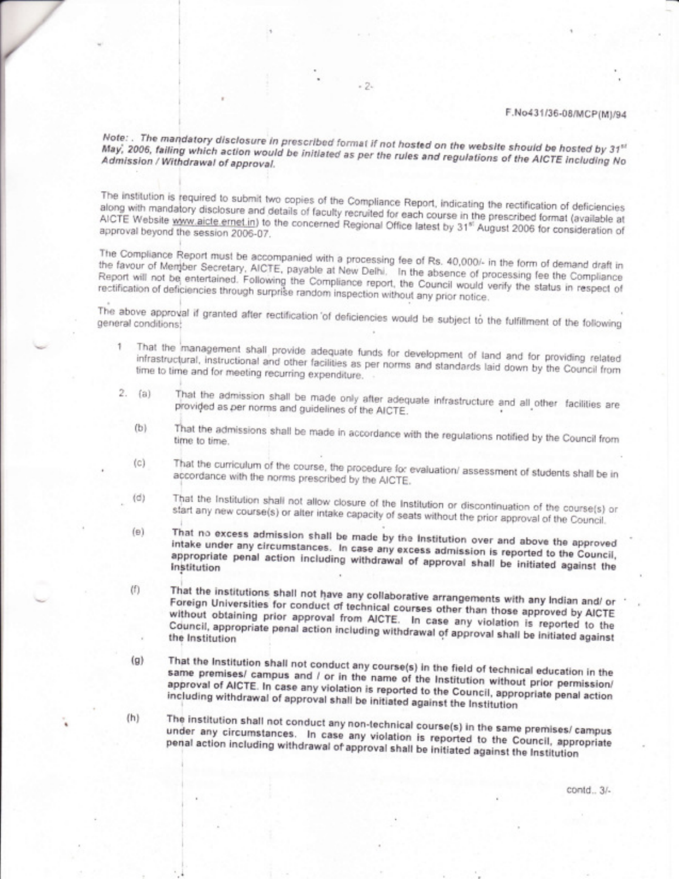F.No431/36-08/MCP(M)/94

*Note: . The mandatory disclosure in prescribed format if not hosted on the website should be hosted by 31st May, 2006, failing which action would be initiated as per the rules and regulations of the AICTE including No Admission / Withdrawal of approval.*

The institution is required to submit two copies of the Compliance Report, indicating the rectification of deficiencies along with mandatory disclosure and details of faculty recruited for each course in the prescribed format (available at AICTE Website www.aicte.ernet.in) to the concerned Regional Office latest by 31st August 2006 for consideration of approval beyond the session 2006-07.

The Compliance Report must be accompanied with a processing fee of Rs. 40,000/- in the form of demand draft in the favour of Member Secretary, AICTE, payable at New Delhi. In the absence of processing fee the Compliance Report will not be entertained. Following the Compliance report, the Council would verify the status in respect of rectification of deficiencies through surprise random inspection without any prior notice.

The above approval if granted after rectification of deficiencies would be subject to the fulfillment of the following general conditions:

1. That the management shall provide adequate funds for development of land and for providing related infrastructural, instructional and other facilities as per norms and standards laid down by the Council from time to time and for meeting recurring expenditure.

2. (a) That the admission shall be made only after adequate infrastructure and all other facilities are provided as per norms and guidelines of the AICTE.

   (b) That the admissions shall be made in accordance with the regulations notified by the Council from time to time.

   (c) That the curriculum of the course, the procedure for evaluation/ assessment of students shall be in accordance with the norms prescribed by the AICTE.

   (d) That the Institution shall not allow closure of the Institution or discontinuation of the course(s) or start any new course(s) or alter intake capacity of seats without the prior approval of the Council.

   (e) **That no excess admission shall be made by the Institution over and above the approved intake under any circumstances. In case any excess admission is reported to the Council, appropriate penal action including withdrawal of approval shall be initiated against the Institution**

   (f) **That the institutions shall not have any collaborative arrangements with any Indian and/ or Foreign Universities for conduct of technical courses other than those approved by AICTE without obtaining prior approval from AICTE. In case any violation is reported to the Council, appropriate penal action including withdrawal of approval shall be initiated against the Institution**

   (g) **That the Institution shall not conduct any course(s) in the field of technical education in the same premises/ campus and / or in the name of the Institution without prior permission/ approval of AICTE. In case any violation is reported to the Council, appropriate penal action including withdrawal of approval shall be initiated against the Institution**

   (h) **The institution shall not conduct any non-technical course(s) in the same premises/ campus under any circumstances. In case any violation is reported to the Council, appropriate penal action including withdrawal of approval shall be initiated against the Institution**

contd.. 3/-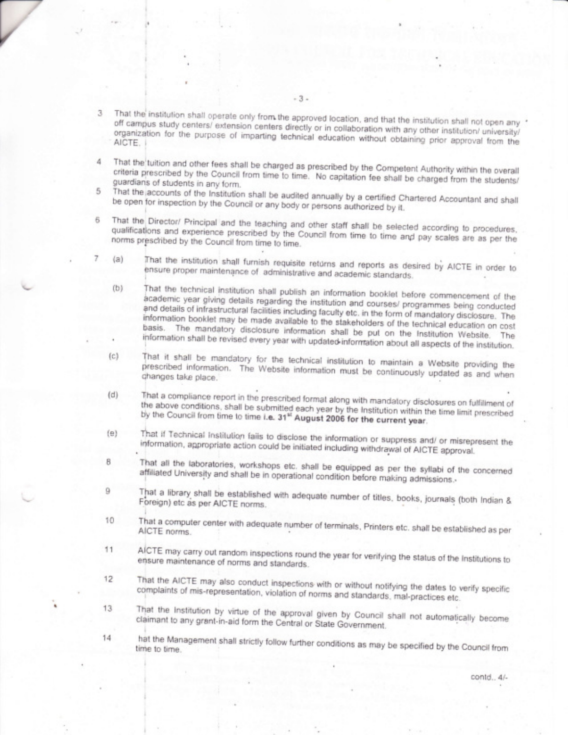3 That the institution shall operate only from the approved location, and that the institution shall not open any off campus study centers/ extension centers directly or in collaboration with any other institution/ university/ organization for the purpose of imparting technical education without obtaining prior approval from the AICTE.

4 That the tuition and other fees shall be charged as prescribed by the Competent Authority within the overall criteria prescribed by the Council from time to time. No capitation fee shall be charged from the students/ guardians of students in any form.

5 That the accounts of the Institution shall be audited annually by a certified Chartered Accountant and shall be open for inspection by the Council or any body or persons authorized by it.

6 That the Director/ Principal and the teaching and other staff shall be selected according to procedures, qualifications and experience prescribed by the Council from time to time and pay scales are as per the norms prescribed by the Council from time to time.

7 (a) That the institution shall furnish requisite returns and reports as desired by AICTE in order to ensure proper maintenance of administrative and academic standards.

(b) That the technical institution shall publish an information booklet before commencement of the academic year giving details regarding the institution and courses/ programmes being conducted and details of infrastructural facilities including faculty etc. in the form of mandatory disclosure. The information booklet may be made available to the stakeholders of the technical education on cost basis. The mandatory disclosure information shall be put on the Institution Website. The information shall be revised every year with updated information about all aspects of the institution.

(c) That it shall be mandatory for the technical institution to maintain a Website providing the prescribed information. The Website information must be continuously updated as and when changes take place.

(d) That a compliance report in the prescribed format along with mandatory disclosures on fulfillment of the above conditions, shall be submitted each year by the Institution within the time limit prescribed by the Council from time to time **i.e. 31st August 2006 for the current year**.

(e) That if Technical Institution fails to disclose the information or suppress and/ or misrepresent the information, appropriate action could be initiated including withdrawal of AICTE approval.

8 That all the laboratories, workshops etc. shall be equipped as per the syllabi of the concerned affiliated University and shall be in operational condition before making admissions.

9 That a library shall be established with adequate number of titles, books, journals (both Indian & Foreign) etc as per AICTE norms.

10 That a computer center with adequate number of terminals, Printers etc. shall be established as per AICTE norms.

11 AICTE may carry out random inspections round the year for verifying the status of the Institutions to ensure maintenance of norms and standards.

12 That the AICTE may also conduct inspections with or without notifying the dates to verify specific complaints of mis-representation, violation of norms and standards, mal-practices etc.

13 That the Institution by virtue of the approval given by Council shall not automatically become claimant to any grant-in-aid form the Central or State Government.

14 hat the Management shall strictly follow further conditions as may be specified by the Council from time to time.

contd.. 4/-